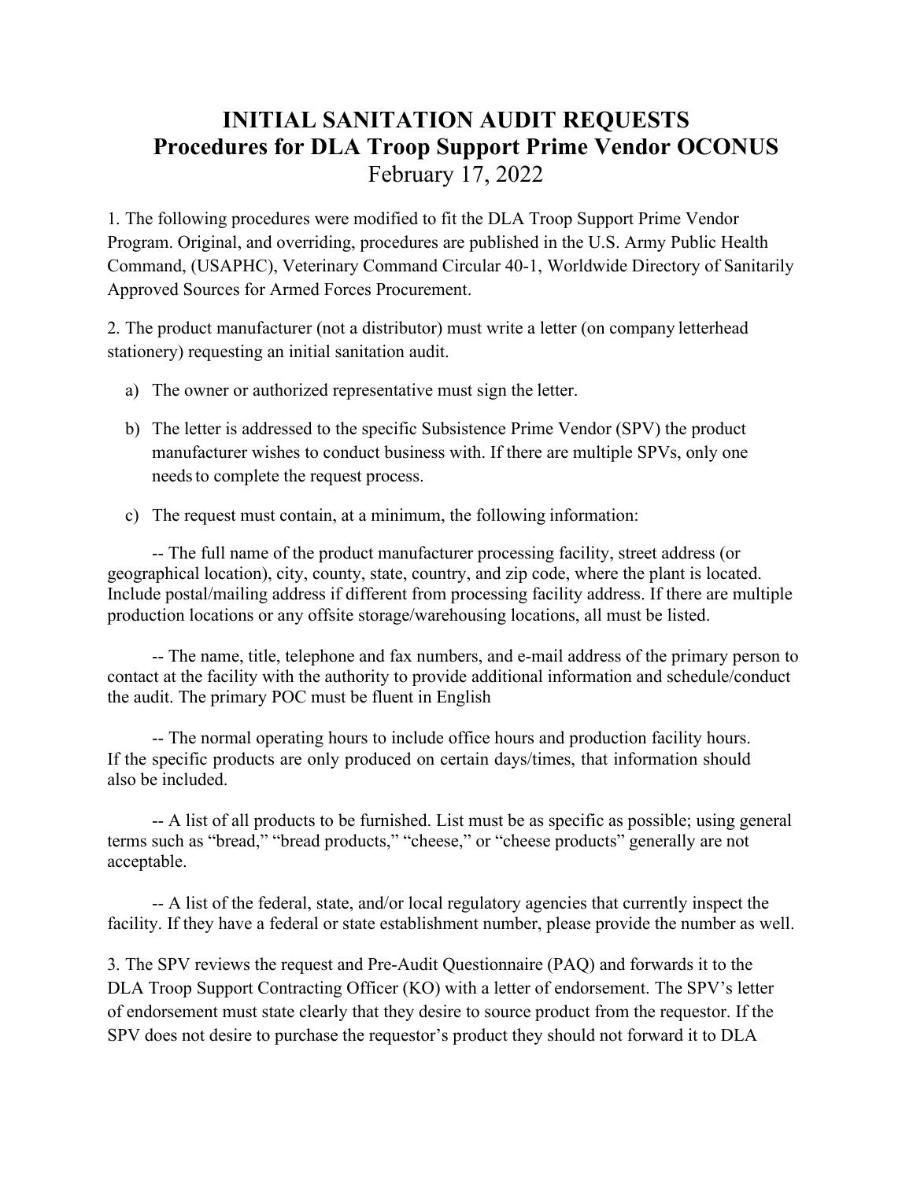# INITIAL SANITATION AUDIT REQUESTS
## Procedures for DLA Troop Support Prime Vendor OCONUS
February 17, 2022

1. The following procedures were modified to fit the DLA Troop Support Prime Vendor Program. Original, and overriding, procedures are published in the U.S. Army Public Health Command, (USAPHC), Veterinary Command Circular 40-1, Worldwide Directory of Sanitarily Approved Sources for Armed Forces Procurement.

2. The product manufacturer (not a distributor) must write a letter (on company letterhead stationery) requesting an initial sanitation audit.

   a) The owner or authorized representative must sign the letter.

   b) The letter is addressed to the specific Subsistence Prime Vendor (SPV) the product manufacturer wishes to conduct business with. If there are multiple SPVs, only one needs to complete the request process.

   c) The request must contain, at a minimum, the following information:

-- The full name of the product manufacturer processing facility, street address (or geographical location), city, county, state, country, and zip code, where the plant is located. Include postal/mailing address if different from processing facility address. If there are multiple production locations or any offsite storage/warehousing locations, all must be listed.

-- The name, title, telephone and fax numbers, and e-mail address of the primary person to contact at the facility with the authority to provide additional information and schedule/conduct the audit. The primary POC must be fluent in English

-- The normal operating hours to include office hours and production facility hours. If the specific products are only produced on certain days/times, that information should also be included.

-- A list of all products to be furnished. List must be as specific as possible; using general terms such as "bread," "bread products," "cheese," or "cheese products" generally are not acceptable.

-- A list of the federal, state, and/or local regulatory agencies that currently inspect the facility. If they have a federal or state establishment number, please provide the number as well.

3. The SPV reviews the request and Pre-Audit Questionnaire (PAQ) and forwards it to the DLA Troop Support Contracting Officer (KO) with a letter of endorsement. The SPV's letter of endorsement must state clearly that they desire to source product from the requestor. If the SPV does not desire to purchase the requestor's product they should not forward it to DLA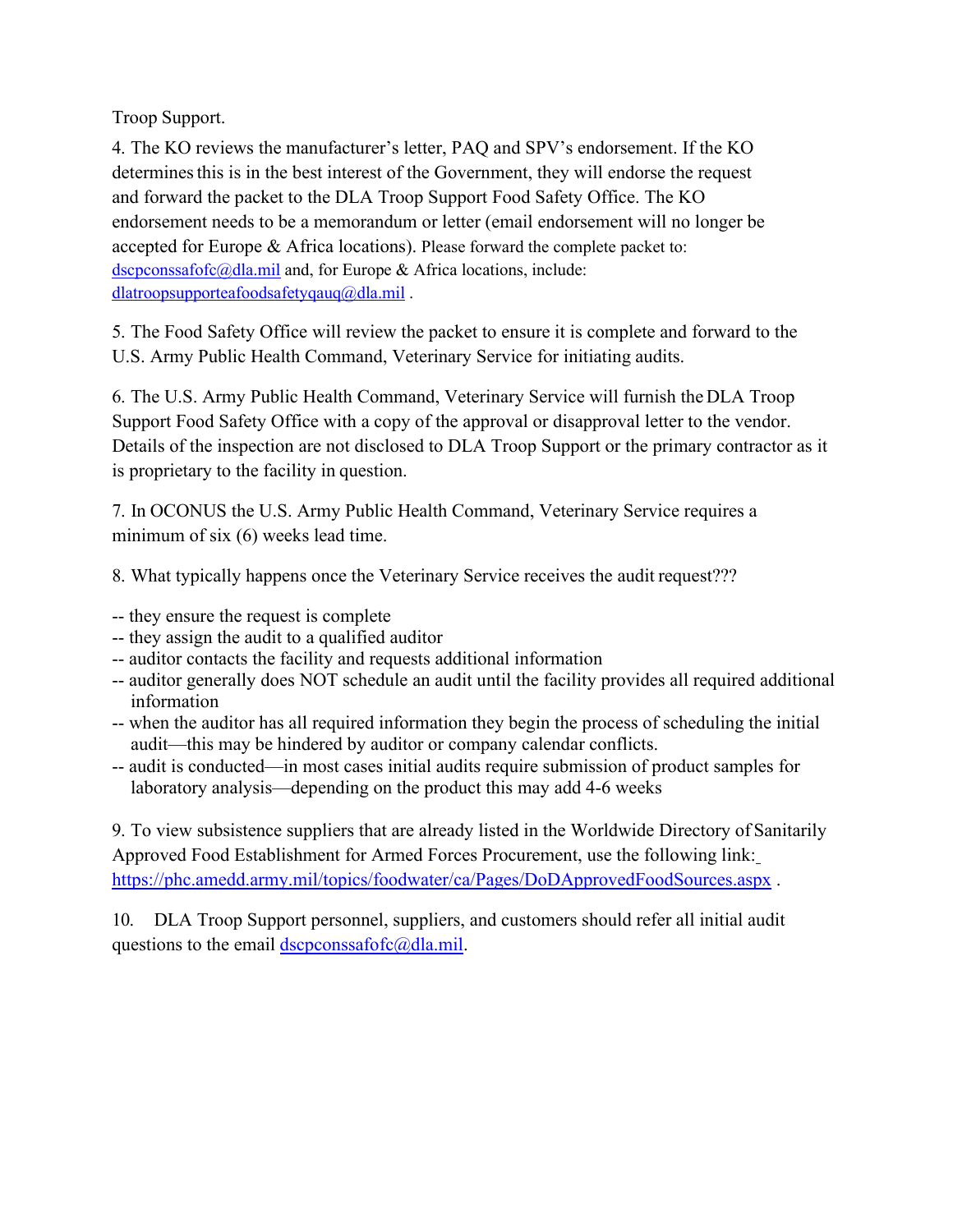Troop Support.

4. The KO reviews the manufacturer's letter, PAQ and SPV's endorsement. If the KO determines this is in the best interest of the Government, they will endorse the request and forward the packet to the DLA Troop Support Food Safety Office. The KO endorsement needs to be a memorandum or letter (email endorsement will no longer be accepted for Europe & Africa locations). Please forward the complete packet to: dscpconssafofc@dla.mil and, for Europe & Africa locations, include: dlatroopsupporteafoodsafetyqauq@dla.mil .

5. The Food Safety Office will review the packet to ensure it is complete and forward to the U.S. Army Public Health Command, Veterinary Service for initiating audits.

6. The U.S. Army Public Health Command, Veterinary Service will furnish the DLA Troop Support Food Safety Office with a copy of the approval or disapproval letter to the vendor. Details of the inspection are not disclosed to DLA Troop Support or the primary contractor as it is proprietary to the facility in question.

7. In OCONUS the U.S. Army Public Health Command, Veterinary Service requires a minimum of six (6) weeks lead time.

8. What typically happens once the Veterinary Service receives the audit request???

- -- they ensure the request is complete
- -- they assign the audit to a qualified auditor
- -- auditor contacts the facility and requests additional information
- -- auditor generally does NOT schedule an audit until the facility provides all required additional information
- -- when the auditor has all required information they begin the process of scheduling the initial audit—this may be hindered by auditor or company calendar conflicts.
- -- audit is conducted—in most cases initial audits require submission of product samples for laboratory analysis—depending on the product this may add 4-6 weeks

9. To view subsistence suppliers that are already listed in the Worldwide Directory of Sanitarily Approved Food Establishment for Armed Forces Procurement, use the following link: https://phc.amedd.army.mil/topics/foodwater/ca/Pages/DoDApprovedFoodSources.aspx .

10. DLA Troop Support personnel, suppliers, and customers should refer all initial audit questions to the email dscpconssafofc@dla.mil.